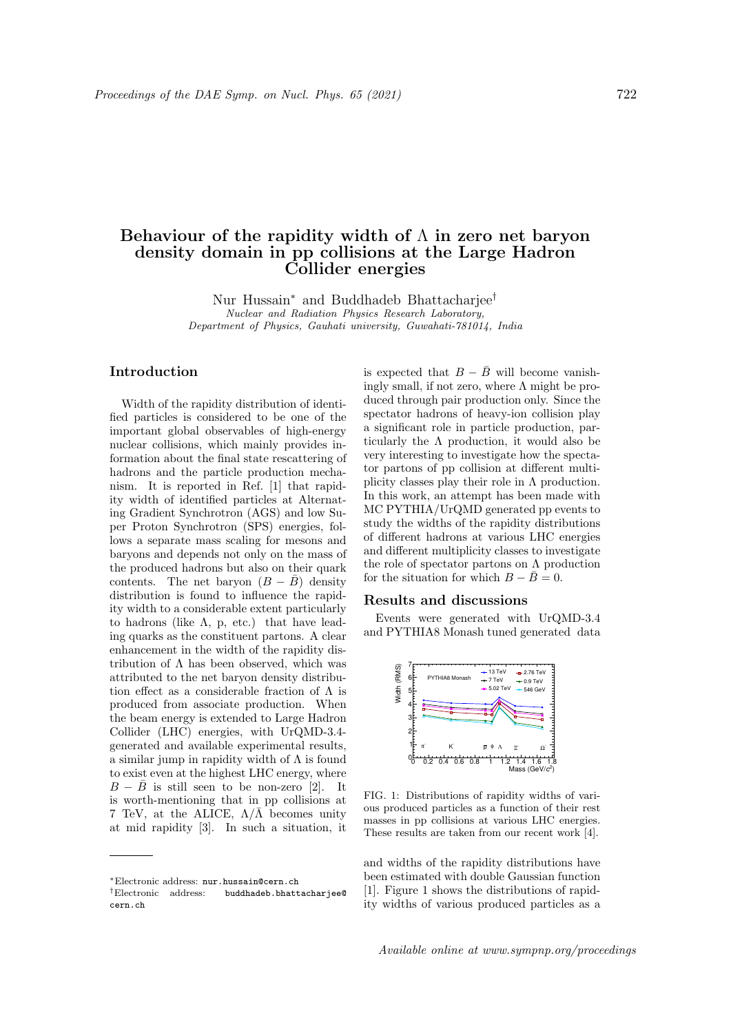# Behaviour of the rapidity width of $\Lambda$ in zero net baryon density domain in pp collisions at the Large Hadron Collider energies

Nur Hussain[*] and Buddhadeb Bhattacharjee[†]

*Nuclear and Radiation Physics Research Laboratory, Department of Physics, Gauhati university, Guwahati-781014, India*

## Introduction

Width of the rapidity distribution of identified particles is considered to be one of the important global observables of high-energy nuclear collisions, which mainly provides information about the final state rescattering of hadrons and the particle production mechanism. It is reported in Ref. [1] that rapidity width of identified particles at Alternating Gradient Synchrotron (AGS) and low Super Proton Synchrotron (SPS) energies, follows a separate mass scaling for mesons and baryons and depends not only on the mass of the produced hadrons but also on their quark contents. The net baryon $(B - \bar{B})$ density distribution is found to influence the rapidity width to a considerable extent particularly to hadrons (like $\Lambda$, p, etc.) that have leading quarks as the constituent partons. A clear enhancement in the width of the rapidity distribution of $\Lambda$ has been observed, which was attributed to the net baryon density distribution effect as a considerable fraction of $\Lambda$ is produced from associate production. When the beam energy is extended to Large Hadron Collider (LHC) energies, with UrQMD-3.4-generated and available experimental results, a similar jump in rapidity width of $\Lambda$ is found to exist even at the highest LHC energy, where $B - \bar{B}$ is still seen to be non-zero [2]. It is worth-mentioning that in pp collisions at 7 TeV, at the ALICE, $\Lambda/\bar{\Lambda}$ becomes unity at mid rapidity [3]. In such a situation, it is expected that $B - \bar{B}$ will become vanishingly small, if not zero, where $\Lambda$ might be produced through pair production only. Since the spectator hadrons of heavy-ion collision play a significant role in particle production, particularly the $\Lambda$ production, it would also be very interesting to investigate how the spectator partons of pp collision at different multiplicity classes play their role in $\Lambda$ production. In this work, an attempt has been made with MC PYTHIA/UrQMD generated pp events to study the widths of the rapidity distributions of different hadrons at various LHC energies and different multiplicity classes to investigate the role of spectator partons on $\Lambda$ production for the situation for which $B - \bar{B} = 0$.

## Results and discussions

Events were generated with UrQMD-3.4 and PYTHIA8 Monash tuned generated data and widths of the rapidity distributions have been estimated with double Gaussian function [1]. Figure 1 shows the distributions of rapidity widths of various produced particles as a

FIG. 1: Distributions of rapidity widths of various produced particles as a function of their rest masses in pp collisions at various LHC energies. These results are taken from our recent work [4].

---

[*]Electronic address: nur.hussain@cern.ch

[†]Electronic address: buddhadeb.bhattacharjee@cern.ch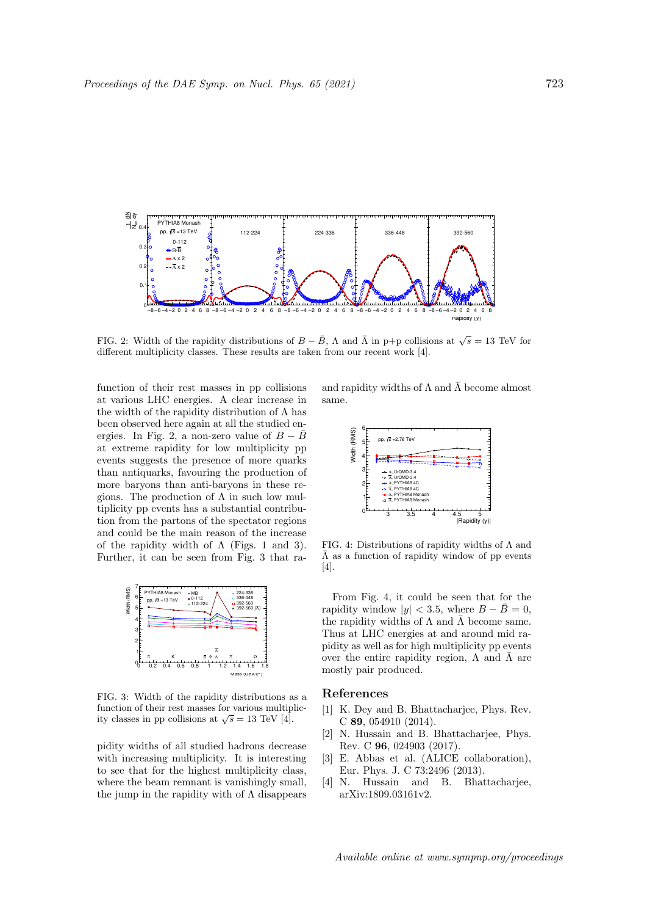PYTHIA8 Monash

pp, $\sqrt{s}$ =13 TeV

0-112

B-$\bar{B}$

Λ x 2

$\bar{\Lambda}$ x 2

112-224

224-336

336-448

392-560

Rapidity (y)

FIG. 2: Width of the rapidity distributions of $B - \bar{B}$, $\Lambda$ and $\bar{\Lambda}$ in p+p collisions at $\sqrt{s}$ = 13 TeV for different multiplicity classes. These results are taken from our recent work [4].

function of their rest masses in pp collisions at various LHC energies. A clear increase in the width of the rapidity distribution of $\Lambda$ has been observed here again at all the studied energies. In Fig. 2, a non-zero value of $B - \bar{B}$ at extreme rapidity for low multiplicity pp events suggests the presence of more quarks than antiquarks, favouring the production of more baryons than anti-baryons in these regions. The production of $\Lambda$ in such low multiplicity pp events has a substantial contribution from the partons of the spectator regions and could be the main reason of the rapidity width of $\Lambda$ (Figs. 1 and 3). Further, it can be seen from Fig. 3 that rapidity widths of all studied hadrons decrease with increasing multiplicity. It is interesting to see that for the highest multiplicity class, where the beam remnant is vanishingly small, the jump in the rapidity with of $\Lambda$ disappears and rapidity widths of $\Lambda$ and $\bar{\Lambda}$ become almost same.

PYTHIA8 Monash

pp, $\sqrt{s}$ =13 TeV

MB

0-112

112-224

224-336

336-448

392-560

392-560 ($\bar{\Lambda}$)

Width (RMS)

Mass (GeV/c²)

FIG. 3: Width of the rapidity distributions as a function of their rest masses for various multiplicity classes in pp collisions at $\sqrt{s}$ = 13 TeV [4].

pp, $\sqrt{s}$ =2.76 TeV

Λ, UrQMD-3.4

$\bar{\Lambda}$, UrQMD-3.4

Λ, PYTHIA8 4C

$\bar{\Lambda}$, PYTHIA8 4C

Λ, PYTHIA8 Monash

$\bar{\Lambda}$, PYTHIA8 Monash

Width (RMS)

|Rapidity (y)|

FIG. 4: Distributions of rapidity widths of $\Lambda$ and $\bar{\Lambda}$ as a function of rapidity window of pp events [4].

From Fig. 4, it could be seen that for the rapidity window $|y| < 3.5$, where $B - \bar{B} = 0$, the rapidity widths of $\Lambda$ and $\bar{\Lambda}$ become same. Thus at LHC energies at and around mid rapidity as well as for high multiplicity pp events over the entire rapidity region, $\Lambda$ and $\bar{\Lambda}$ are mostly pair produced.

## References

[1] K. Dey and B. Bhattacharjee, Phys. Rev. C **89**, 054910 (2014).

[2] N. Hussain and B. Bhattacharjee, Phys. Rev. C **96**, 024903 (2017).

[3] E. Abbas et al. (ALICE collaboration), Eur. Phys. J. C 73:2496 (2013).

[4] N. Hussain and B. Bhattacharjee, arXiv:1809.03161v2.